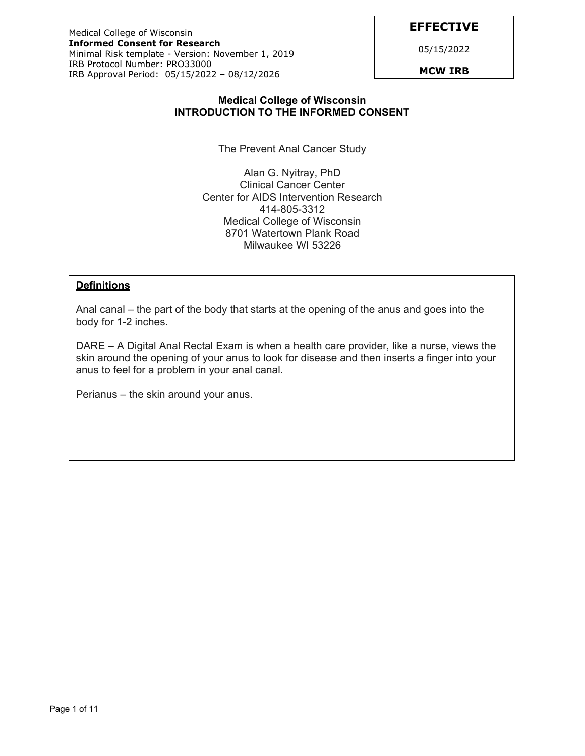# Medical College of Wisconsin
## INTRODUCTION TO THE INFORMED CONSENT

The Prevent Anal Cancer Study

Alan G. Nyitray, PhD
Clinical Cancer Center
Center for AIDS Intervention Research
414-805-3312
Medical College of Wisconsin
8701 Watertown Plank Road
Milwaukee WI 53226

### Definitions

Anal canal – the part of the body that starts at the opening of the anus and goes into the body for 1-2 inches.

DARE – A Digital Anal Rectal Exam is when a health care provider, like a nurse, views the skin around the opening of your anus to look for disease and then inserts a finger into your anus to feel for a problem in your anal canal.

Perianus – the skin around your anus.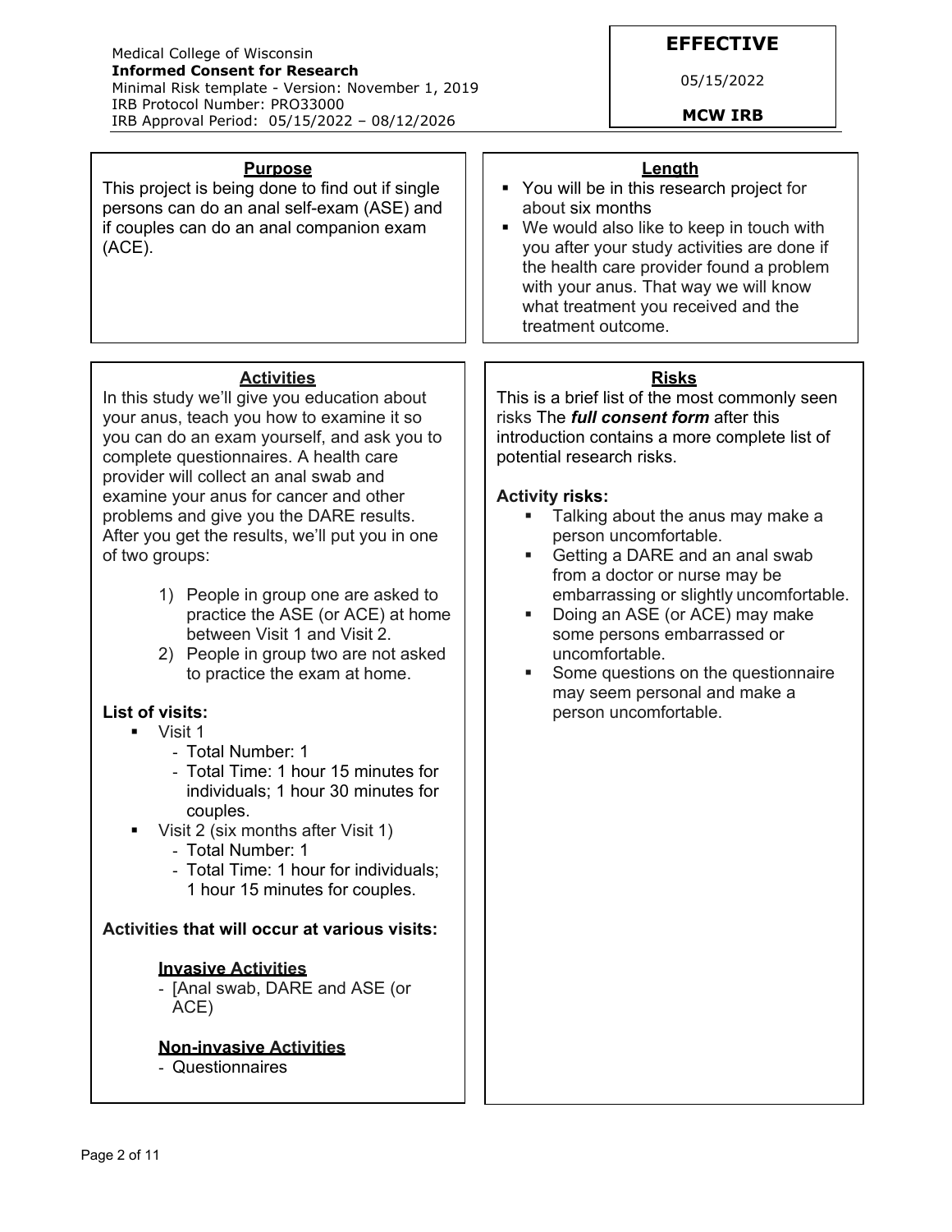Medical College of Wisconsin
**Informed Consent for Research**
Minimal Risk template - Version: November 1, 2019
IRB Protocol Number: PRO33000
IRB Approval Period: 05/15/2022 – 08/12/2026

**EFFECTIVE**

05/15/2022

**MCW IRB**

## Purpose

This project is being done to find out if single persons can do an anal self-exam (ASE) and if couples can do an anal companion exam (ACE).

## Length

- You will be in this research project for about six months
- We would also like to keep in touch with you after your study activities are done if the health care provider found a problem with your anus. That way we will know what treatment you received and the treatment outcome.

## Activities

In this study we'll give you education about your anus, teach you how to examine it so you can do an exam yourself, and ask you to complete questionnaires. A health care provider will collect an anal swab and examine your anus for cancer and other problems and give you the DARE results. After you get the results, we'll put you in one of two groups:

1) People in group one are asked to practice the ASE (or ACE) at home between Visit 1 and Visit 2.
2) People in group two are not asked to practice the exam at home.

**List of visits:**

- Visit 1
  - Total Number: 1
  - Total Time: 1 hour 15 minutes for individuals; 1 hour 30 minutes for couples.
- Visit 2 (six months after Visit 1)
  - Total Number: 1
  - Total Time: 1 hour for individuals; 1 hour 15 minutes for couples.

**Activities that will occur at various visits:**

**Invasive Activities**

- [Anal swab, DARE and ASE (or ACE)

**Non-invasive Activities**

- Questionnaires

## Risks

This is a brief list of the most commonly seen risks The ***full consent form*** after this introduction contains a more complete list of potential research risks.

**Activity risks:**

- Talking about the anus may make a person uncomfortable.
- Getting a DARE and an anal swab from a doctor or nurse may be embarrassing or slightly uncomfortable.
- Doing an ASE (or ACE) may make some persons embarrassed or uncomfortable.
- Some questions on the questionnaire may seem personal and make a person uncomfortable.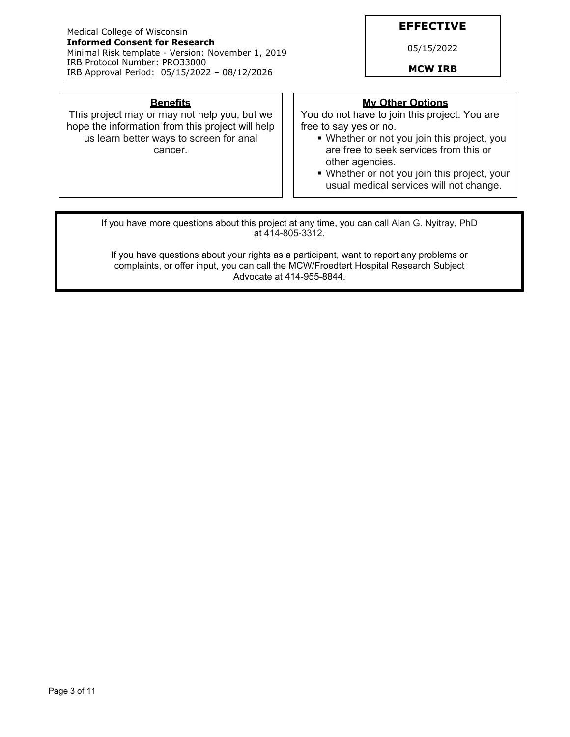## Benefits

This project may or may not help you, but we hope the information from this project will help us learn better ways to screen for anal cancer.

## My Other Options

You do not have to join this project. You are free to say yes or no.

- Whether or not you join this project, you are free to seek services from this or other agencies.
- Whether or not you join this project, your usual medical services will not change.

If you have more questions about this project at any time, you can call Alan G. Nyitray, PhD at 414-805-3312.

If you have questions about your rights as a participant, want to report any problems or complaints, or offer input, you can call the MCW/Froedtert Hospital Research Subject Advocate at 414-955-8844.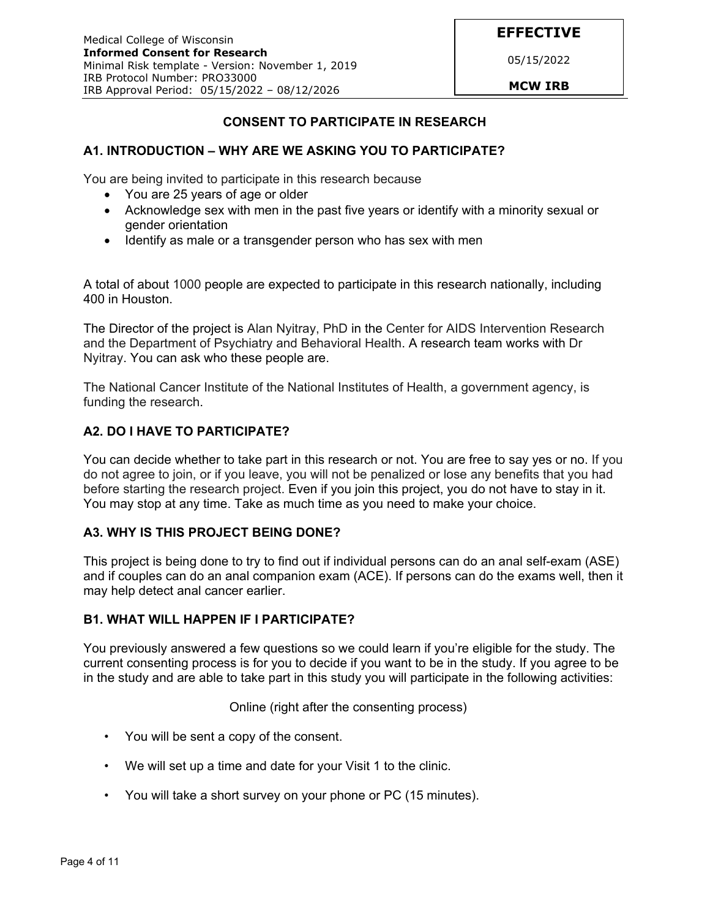## CONSENT TO PARTICIPATE IN RESEARCH

### A1. INTRODUCTION – WHY ARE WE ASKING YOU TO PARTICIPATE?

You are being invited to participate in this research because

- You are 25 years of age or older
- Acknowledge sex with men in the past five years or identify with a minority sexual or gender orientation
- Identify as male or a transgender person who has sex with men

A total of about 1000 people are expected to participate in this research nationally, including 400 in Houston.

The Director of the project is Alan Nyitray, PhD in the Center for AIDS Intervention Research and the Department of Psychiatry and Behavioral Health. A research team works with Dr Nyitray. You can ask who these people are.

The National Cancer Institute of the National Institutes of Health, a government agency, is funding the research.

### A2. DO I HAVE TO PARTICIPATE?

You can decide whether to take part in this research or not. You are free to say yes or no. If you do not agree to join, or if you leave, you will not be penalized or lose any benefits that you had before starting the research project. Even if you join this project, you do not have to stay in it. You may stop at any time. Take as much time as you need to make your choice.

### A3. WHY IS THIS PROJECT BEING DONE?

This project is being done to try to find out if individual persons can do an anal self-exam (ASE) and if couples can do an anal companion exam (ACE). If persons can do the exams well, then it may help detect anal cancer earlier.

### B1. WHAT WILL HAPPEN IF I PARTICIPATE?

You previously answered a few questions so we could learn if you're eligible for the study. The current consenting process is for you to decide if you want to be in the study. If you agree to be in the study and are able to take part in this study you will participate in the following activities:

Online (right after the consenting process)

- You will be sent a copy of the consent.
- We will set up a time and date for your Visit 1 to the clinic.
- You will take a short survey on your phone or PC (15 minutes).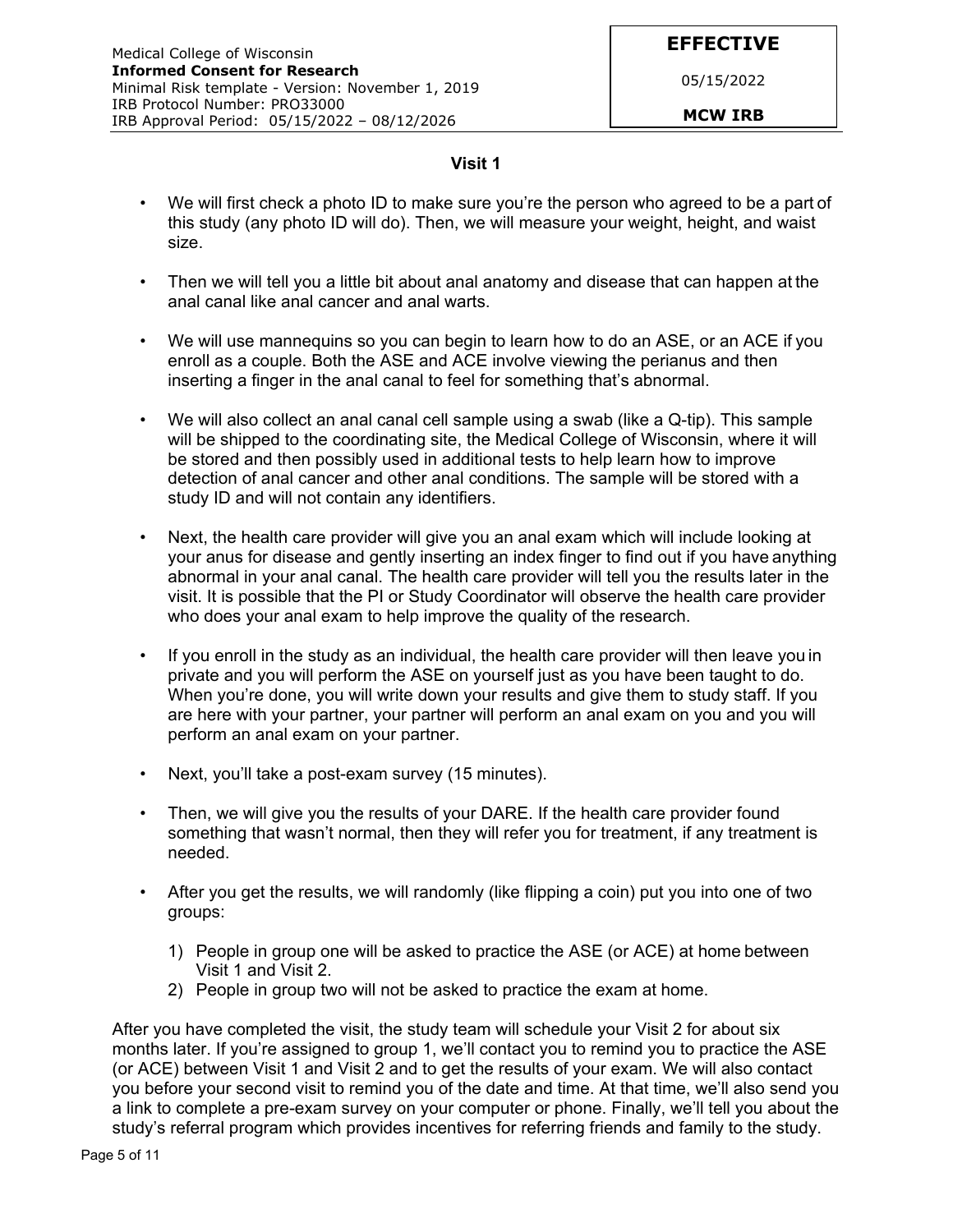### Visit 1

- We will first check a photo ID to make sure you're the person who agreed to be a part of this study (any photo ID will do). Then, we will measure your weight, height, and waist size.
- Then we will tell you a little bit about anal anatomy and disease that can happen at the anal canal like anal cancer and anal warts.
- We will use mannequins so you can begin to learn how to do an ASE, or an ACE if you enroll as a couple. Both the ASE and ACE involve viewing the perianus and then inserting a finger in the anal canal to feel for something that's abnormal.
- We will also collect an anal canal cell sample using a swab (like a Q-tip). This sample will be shipped to the coordinating site, the Medical College of Wisconsin, where it will be stored and then possibly used in additional tests to help learn how to improve detection of anal cancer and other anal conditions. The sample will be stored with a study ID and will not contain any identifiers.
- Next, the health care provider will give you an anal exam which will include looking at your anus for disease and gently inserting an index finger to find out if you have anything abnormal in your anal canal. The health care provider will tell you the results later in the visit. It is possible that the PI or Study Coordinator will observe the health care provider who does your anal exam to help improve the quality of the research.
- If you enroll in the study as an individual, the health care provider will then leave you in private and you will perform the ASE on yourself just as you have been taught to do. When you're done, you will write down your results and give them to study staff. If you are here with your partner, your partner will perform an anal exam on you and you will perform an anal exam on your partner.
- Next, you'll take a post-exam survey (15 minutes).
- Then, we will give you the results of your DARE. If the health care provider found something that wasn't normal, then they will refer you for treatment, if any treatment is needed.
- After you get the results, we will randomly (like flipping a coin) put you into one of two groups:
    1) People in group one will be asked to practice the ASE (or ACE) at home between Visit 1 and Visit 2.
    2) People in group two will not be asked to practice the exam at home.

After you have completed the visit, the study team will schedule your Visit 2 for about six months later. If you're assigned to group 1, we'll contact you to remind you to practice the ASE (or ACE) between Visit 1 and Visit 2 and to get the results of your exam. We will also contact you before your second visit to remind you of the date and time. At that time, we'll also send you a link to complete a pre-exam survey on your computer or phone. Finally, we'll tell you about the study's referral program which provides incentives for referring friends and family to the study.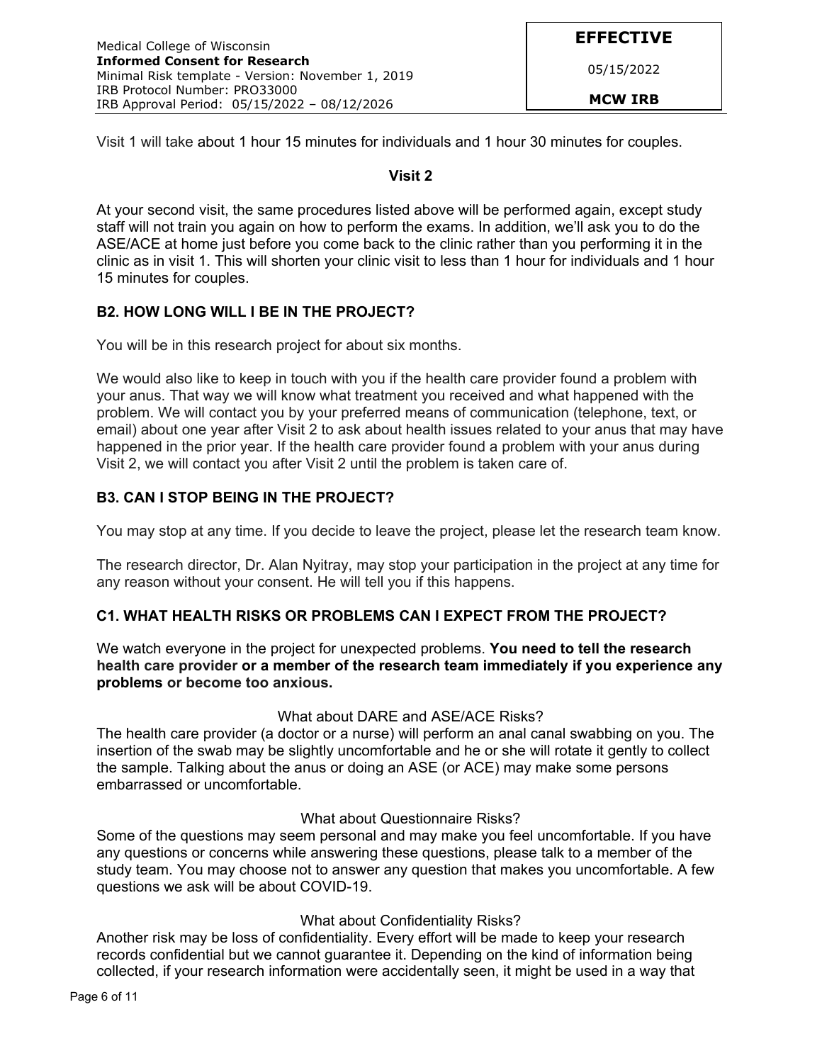Visit 1 will take about 1 hour 15 minutes for individuals and 1 hour 30 minutes for couples.

**Visit 2**

At your second visit, the same procedures listed above will be performed again, except study staff will not train you again on how to perform the exams. In addition, we'll ask you to do the ASE/ACE at home just before you come back to the clinic rather than you performing it in the clinic as in visit 1. This will shorten your clinic visit to less than 1 hour for individuals and 1 hour 15 minutes for couples.

## B2. HOW LONG WILL I BE IN THE PROJECT?

You will be in this research project for about six months.

We would also like to keep in touch with you if the health care provider found a problem with your anus. That way we will know what treatment you received and what happened with the problem. We will contact you by your preferred means of communication (telephone, text, or email) about one year after Visit 2 to ask about health issues related to your anus that may have happened in the prior year. If the health care provider found a problem with your anus during Visit 2, we will contact you after Visit 2 until the problem is taken care of.

## B3. CAN I STOP BEING IN THE PROJECT?

You may stop at any time. If you decide to leave the project, please let the research team know.

The research director, Dr. Alan Nyitray, may stop your participation in the project at any time for any reason without your consent. He will tell you if this happens.

## C1. WHAT HEALTH RISKS OR PROBLEMS CAN I EXPECT FROM THE PROJECT?

We watch everyone in the project for unexpected problems. **You need to tell the research health care provider or a member of the research team immediately if you experience any problems or become too anxious.**

What about DARE and ASE/ACE Risks?

The health care provider (a doctor or a nurse) will perform an anal canal swabbing on you. The insertion of the swab may be slightly uncomfortable and he or she will rotate it gently to collect the sample. Talking about the anus or doing an ASE (or ACE) may make some persons embarrassed or uncomfortable.

What about Questionnaire Risks?

Some of the questions may seem personal and may make you feel uncomfortable. If you have any questions or concerns while answering these questions, please talk to a member of the study team. You may choose not to answer any question that makes you uncomfortable. A few questions we ask will be about COVID-19.

What about Confidentiality Risks?

Another risk may be loss of confidentiality. Every effort will be made to keep your research records confidential but we cannot guarantee it. Depending on the kind of information being collected, if your research information were accidentally seen, it might be used in a way that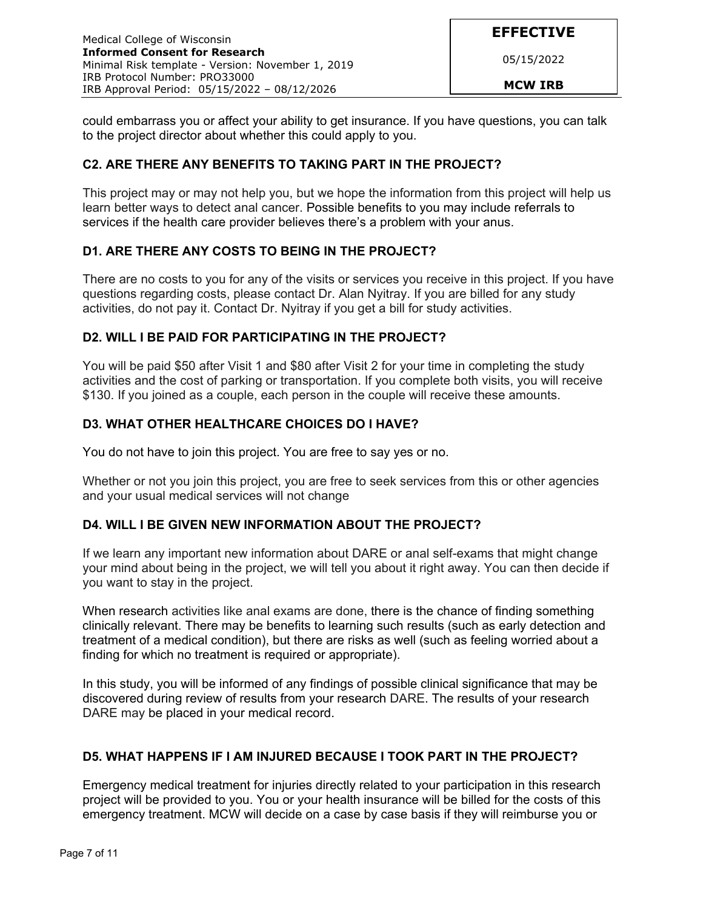could embarrass you or affect your ability to get insurance. If you have questions, you can talk to the project director about whether this could apply to you.

### C2. ARE THERE ANY BENEFITS TO TAKING PART IN THE PROJECT?

This project may or may not help you, but we hope the information from this project will help us learn better ways to detect anal cancer. Possible benefits to you may include referrals to services if the health care provider believes there's a problem with your anus.

### D1. ARE THERE ANY COSTS TO BEING IN THE PROJECT?

There are no costs to you for any of the visits or services you receive in this project. If you have questions regarding costs, please contact Dr. Alan Nyitray. If you are billed for any study activities, do not pay it. Contact Dr. Nyitray if you get a bill for study activities.

### D2. WILL I BE PAID FOR PARTICIPATING IN THE PROJECT?

You will be paid $50 after Visit 1 and $80 after Visit 2 for your time in completing the study activities and the cost of parking or transportation. If you complete both visits, you will receive $130. If you joined as a couple, each person in the couple will receive these amounts.

### D3. WHAT OTHER HEALTHCARE CHOICES DO I HAVE?

You do not have to join this project. You are free to say yes or no.

Whether or not you join this project, you are free to seek services from this or other agencies and your usual medical services will not change

### D4. WILL I BE GIVEN NEW INFORMATION ABOUT THE PROJECT?

If we learn any important new information about DARE or anal self-exams that might change your mind about being in the project, we will tell you about it right away. You can then decide if you want to stay in the project.

When research activities like anal exams are done, there is the chance of finding something clinically relevant. There may be benefits to learning such results (such as early detection and treatment of a medical condition), but there are risks as well (such as feeling worried about a finding for which no treatment is required or appropriate).

In this study, you will be informed of any findings of possible clinical significance that may be discovered during review of results from your research DARE. The results of your research DARE may be placed in your medical record.

### D5. WHAT HAPPENS IF I AM INJURED BECAUSE I TOOK PART IN THE PROJECT?

Emergency medical treatment for injuries directly related to your participation in this research project will be provided to you. You or your health insurance will be billed for the costs of this emergency treatment. MCW will decide on a case by case basis if they will reimburse you or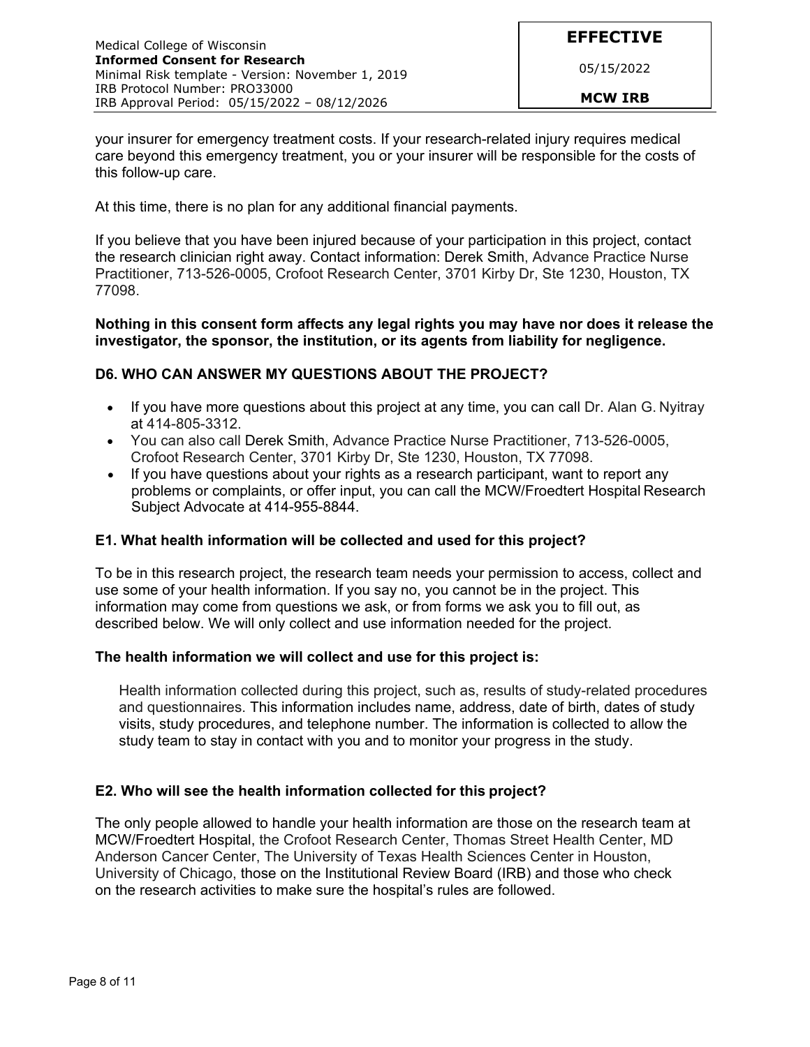your insurer for emergency treatment costs. If your research-related injury requires medical care beyond this emergency treatment, you or your insurer will be responsible for the costs of this follow-up care.

At this time, there is no plan for any additional financial payments.

If you believe that you have been injured because of your participation in this project, contact the research clinician right away. Contact information: Derek Smith, Advance Practice Nurse Practitioner, 713-526-0005, Crofoot Research Center, 3701 Kirby Dr, Ste 1230, Houston, TX 77098.

**Nothing in this consent form affects any legal rights you may have nor does it release the investigator, the sponsor, the institution, or its agents from liability for negligence.**

### D6. WHO CAN ANSWER MY QUESTIONS ABOUT THE PROJECT?

- If you have more questions about this project at any time, you can call Dr. Alan G. Nyitray at 414-805-3312.
- You can also call Derek Smith, Advance Practice Nurse Practitioner, 713-526-0005, Crofoot Research Center, 3701 Kirby Dr, Ste 1230, Houston, TX 77098.
- If you have questions about your rights as a research participant, want to report any problems or complaints, or offer input, you can call the MCW/Froedtert Hospital Research Subject Advocate at 414-955-8844.

### E1. What health information will be collected and used for this project?

To be in this research project, the research team needs your permission to access, collect and use some of your health information. If you say no, you cannot be in the project. This information may come from questions we ask, or from forms we ask you to fill out, as described below. We will only collect and use information needed for the project.

**The health information we will collect and use for this project is:**

Health information collected during this project, such as, results of study-related procedures and questionnaires. This information includes name, address, date of birth, dates of study visits, study procedures, and telephone number. The information is collected to allow the study team to stay in contact with you and to monitor your progress in the study.

### E2. Who will see the health information collected for this project?

The only people allowed to handle your health information are those on the research team at MCW/Froedtert Hospital, the Crofoot Research Center, Thomas Street Health Center, MD Anderson Cancer Center, The University of Texas Health Sciences Center in Houston, University of Chicago, those on the Institutional Review Board (IRB) and those who check on the research activities to make sure the hospital's rules are followed.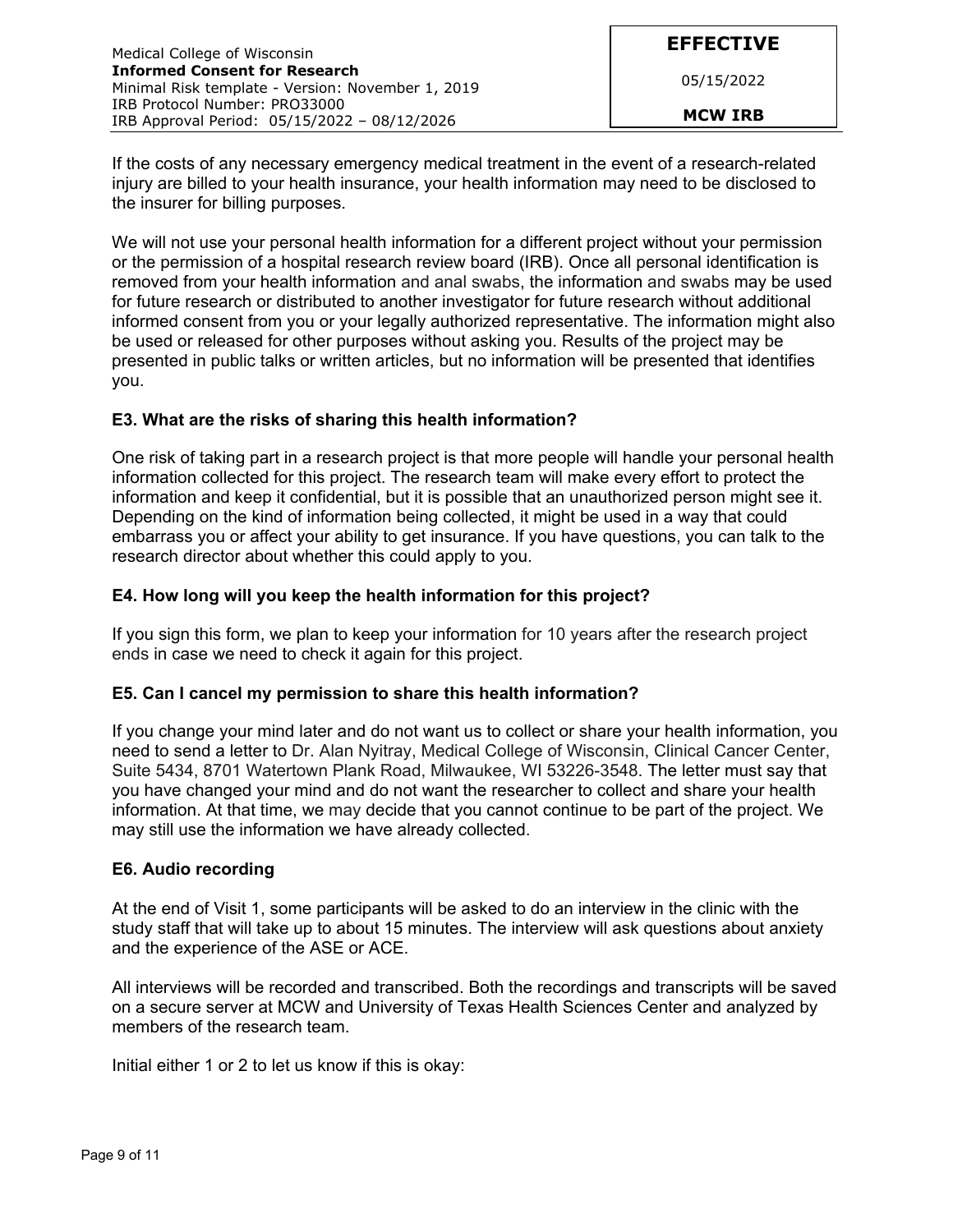If the costs of any necessary emergency medical treatment in the event of a research-related injury are billed to your health insurance, your health information may need to be disclosed to the insurer for billing purposes.

We will not use your personal health information for a different project without your permission or the permission of a hospital research review board (IRB). Once all personal identification is removed from your health information and anal swabs, the information and swabs may be used for future research or distributed to another investigator for future research without additional informed consent from you or your legally authorized representative. The information might also be used or released for other purposes without asking you. Results of the project may be presented in public talks or written articles, but no information will be presented that identifies you.

### E3. What are the risks of sharing this health information?

One risk of taking part in a research project is that more people will handle your personal health information collected for this project. The research team will make every effort to protect the information and keep it confidential, but it is possible that an unauthorized person might see it. Depending on the kind of information being collected, it might be used in a way that could embarrass you or affect your ability to get insurance. If you have questions, you can talk to the research director about whether this could apply to you.

### E4. How long will you keep the health information for this project?

If you sign this form, we plan to keep your information for 10 years after the research project ends in case we need to check it again for this project.

### E5. Can I cancel my permission to share this health information?

If you change your mind later and do not want us to collect or share your health information, you need to send a letter to Dr. Alan Nyitray, Medical College of Wisconsin, Clinical Cancer Center, Suite 5434, 8701 Watertown Plank Road, Milwaukee, WI 53226-3548. The letter must say that you have changed your mind and do not want the researcher to collect and share your health information. At that time, we may decide that you cannot continue to be part of the project. We may still use the information we have already collected.

### E6. Audio recording

At the end of Visit 1, some participants will be asked to do an interview in the clinic with the study staff that will take up to about 15 minutes. The interview will ask questions about anxiety and the experience of the ASE or ACE.

All interviews will be recorded and transcribed. Both the recordings and transcripts will be saved on a secure server at MCW and University of Texas Health Sciences Center and analyzed by members of the research team.

Initial either 1 or 2 to let us know if this is okay: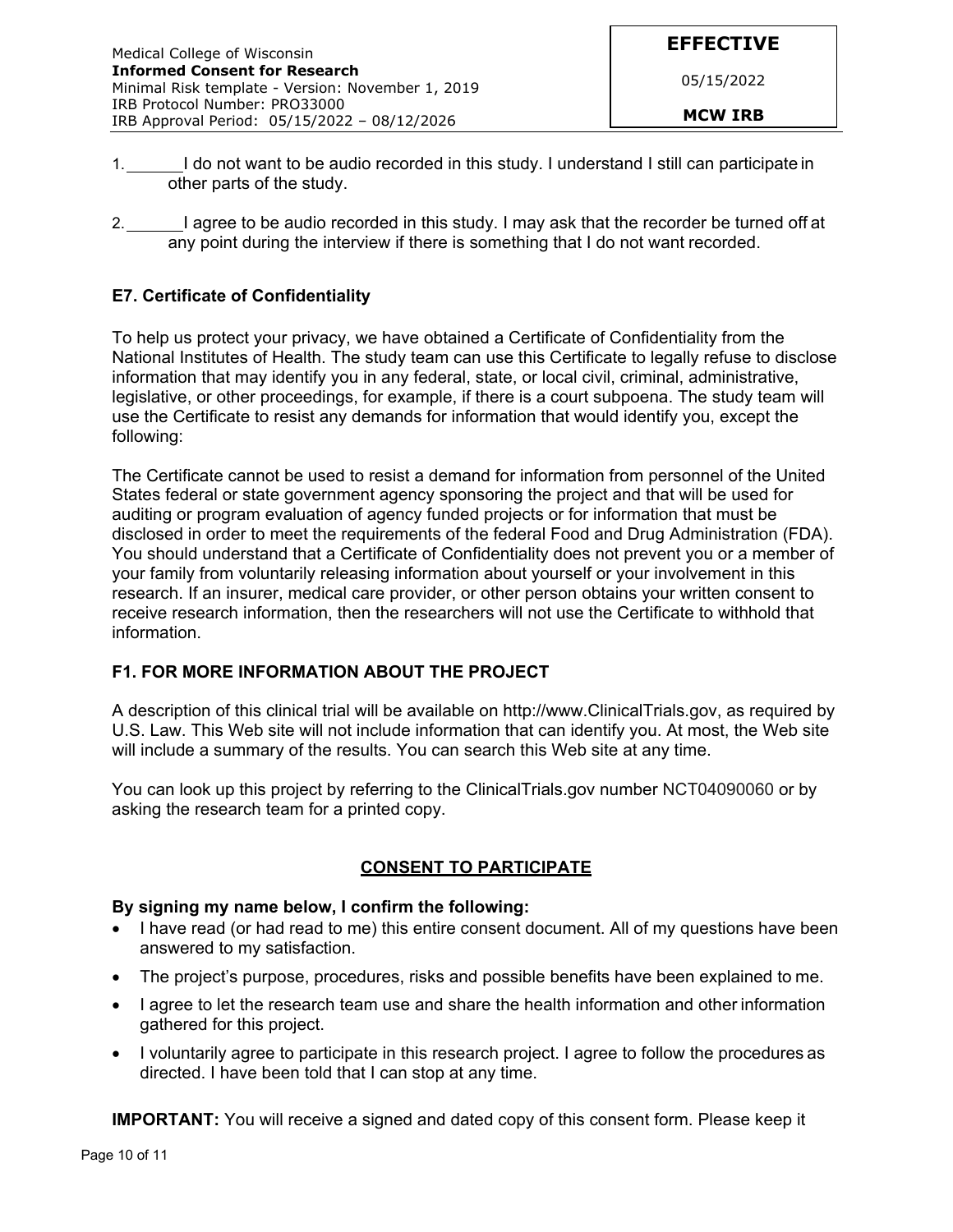1. ______ I do not want to be audio recorded in this study. I understand I still can participate in other parts of the study.

2. ______ I agree to be audio recorded in this study. I may ask that the recorder be turned off at any point during the interview if there is something that I do not want recorded.

### E7. Certificate of Confidentiality

To help us protect your privacy, we have obtained a Certificate of Confidentiality from the National Institutes of Health. The study team can use this Certificate to legally refuse to disclose information that may identify you in any federal, state, or local civil, criminal, administrative, legislative, or other proceedings, for example, if there is a court subpoena. The study team will use the Certificate to resist any demands for information that would identify you, except the following:

The Certificate cannot be used to resist a demand for information from personnel of the United States federal or state government agency sponsoring the project and that will be used for auditing or program evaluation of agency funded projects or for information that must be disclosed in order to meet the requirements of the federal Food and Drug Administration (FDA). You should understand that a Certificate of Confidentiality does not prevent you or a member of your family from voluntarily releasing information about yourself or your involvement in this research. If an insurer, medical care provider, or other person obtains your written consent to receive research information, then the researchers will not use the Certificate to withhold that information.

### F1. FOR MORE INFORMATION ABOUT THE PROJECT

A description of this clinical trial will be available on http://www.ClinicalTrials.gov, as required by U.S. Law. This Web site will not include information that can identify you. At most, the Web site will include a summary of the results. You can search this Web site at any time.

You can look up this project by referring to the ClinicalTrials.gov number NCT04090060 or by asking the research team for a printed copy.

## CONSENT TO PARTICIPATE

**By signing my name below, I confirm the following:**

- I have read (or had read to me) this entire consent document. All of my questions have been answered to my satisfaction.
- The project's purpose, procedures, risks and possible benefits have been explained to me.
- I agree to let the research team use and share the health information and other information gathered for this project.
- I voluntarily agree to participate in this research project. I agree to follow the procedures as directed. I have been told that I can stop at any time.

**IMPORTANT:** You will receive a signed and dated copy of this consent form. Please keep it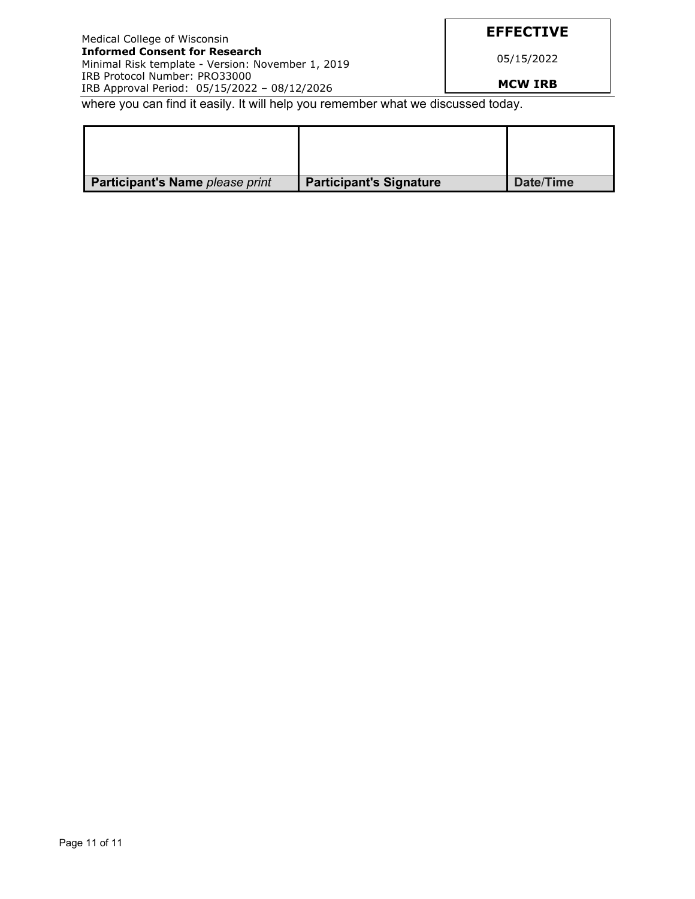where you can find it easily. It will help you remember what we discussed today.

| | | |
|---|---|---|
| | | |
| **Participant's Name** *please print* | **Participant's Signature** | **Date/Time** |